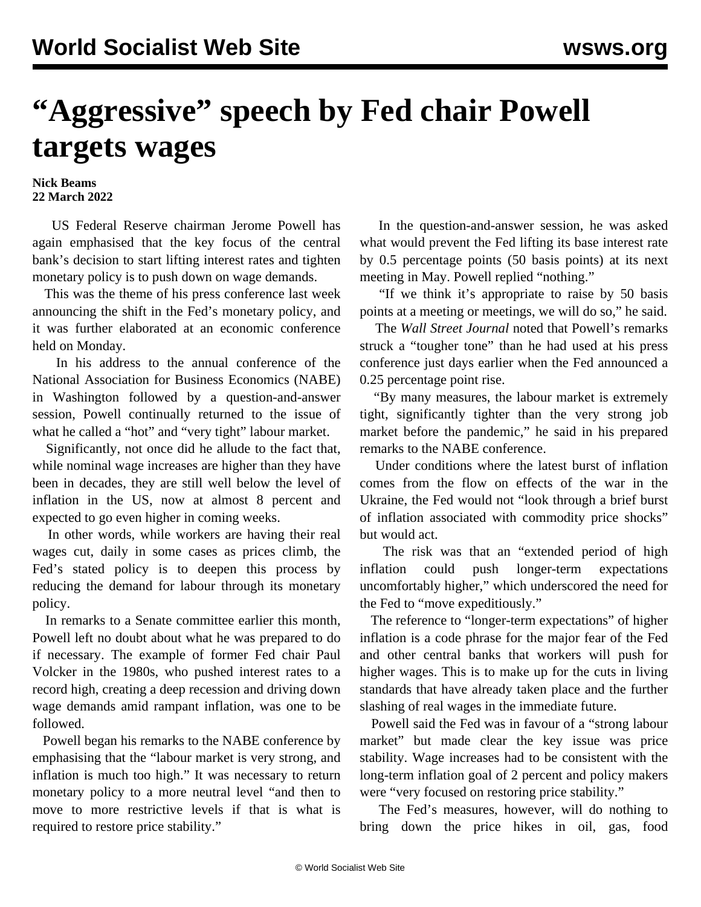# "Aggressive" speech by Fed chair Powell targets wages

**Nick Beams**
**22 March 2022**

US Federal Reserve chairman Jerome Powell has again emphasised that the key focus of the central bank's decision to start lifting interest rates and tighten monetary policy is to push down on wage demands.

This was the theme of his press conference last week announcing the shift in the Fed's monetary policy, and it was further elaborated at an economic conference held on Monday.

In his address to the annual conference of the National Association for Business Economics (NABE) in Washington followed by a question-and-answer session, Powell continually returned to the issue of what he called a "hot" and "very tight" labour market.

Significantly, not once did he allude to the fact that, while nominal wage increases are higher than they have been in decades, they are still well below the level of inflation in the US, now at almost 8 percent and expected to go even higher in coming weeks.

In other words, while workers are having their real wages cut, daily in some cases as prices climb, the Fed's stated policy is to deepen this process by reducing the demand for labour through its monetary policy.

In remarks to a Senate committee earlier this month, Powell left no doubt about what he was prepared to do if necessary. The example of former Fed chair Paul Volcker in the 1980s, who pushed interest rates to a record high, creating a deep recession and driving down wage demands amid rampant inflation, was one to be followed.

Powell began his remarks to the NABE conference by emphasising that the "labour market is very strong, and inflation is much too high." It was necessary to return monetary policy to a more neutral level "and then to move to more restrictive levels if that is what is required to restore price stability."

In the question-and-answer session, he was asked what would prevent the Fed lifting its base interest rate by 0.5 percentage points (50 basis points) at its next meeting in May. Powell replied "nothing."

"If we think it's appropriate to raise by 50 basis points at a meeting or meetings, we will do so," he said.

The *Wall Street Journal* noted that Powell's remarks struck a "tougher tone" than he had used at his press conference just days earlier when the Fed announced a 0.25 percentage point rise.

"By many measures, the labour market is extremely tight, significantly tighter than the very strong job market before the pandemic," he said in his prepared remarks to the NABE conference.

Under conditions where the latest burst of inflation comes from the flow on effects of the war in the Ukraine, the Fed would not "look through a brief burst of inflation associated with commodity price shocks" but would act.

The risk was that an "extended period of high inflation could push longer-term expectations uncomfortably higher," which underscored the need for the Fed to "move expeditiously."

The reference to "longer-term expectations" of higher inflation is a code phrase for the major fear of the Fed and other central banks that workers will push for higher wages. This is to make up for the cuts in living standards that have already taken place and the further slashing of real wages in the immediate future.

Powell said the Fed was in favour of a "strong labour market" but made clear the key issue was price stability. Wage increases had to be consistent with the long-term inflation goal of 2 percent and policy makers were "very focused on restoring price stability."

The Fed's measures, however, will do nothing to bring down the price hikes in oil, gas, food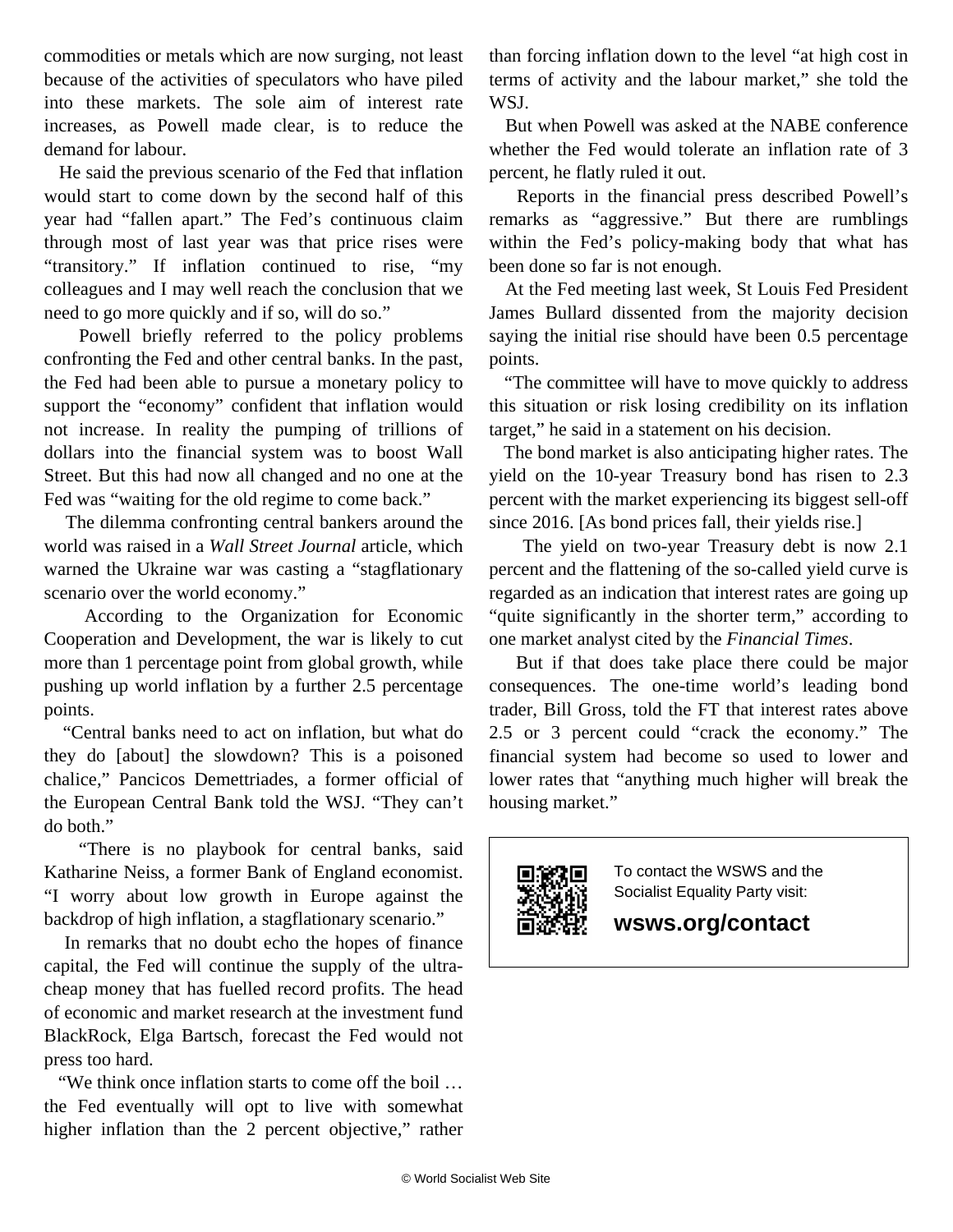commodities or metals which are now surging, not least because of the activities of speculators who have piled into these markets. The sole aim of interest rate increases, as Powell made clear, is to reduce the demand for labour.

He said the previous scenario of the Fed that inflation would start to come down by the second half of this year had "fallen apart." The Fed's continuous claim through most of last year was that price rises were "transitory." If inflation continued to rise, "my colleagues and I may well reach the conclusion that we need to go more quickly and if so, will do so."

Powell briefly referred to the policy problems confronting the Fed and other central banks. In the past, the Fed had been able to pursue a monetary policy to support the "economy" confident that inflation would not increase. In reality the pumping of trillions of dollars into the financial system was to boost Wall Street. But this had now all changed and no one at the Fed was "waiting for the old regime to come back."

The dilemma confronting central bankers around the world was raised in a *Wall Street Journal* article, which warned the Ukraine war was casting a "stagflationary scenario over the world economy."

According to the Organization for Economic Cooperation and Development, the war is likely to cut more than 1 percentage point from global growth, while pushing up world inflation by a further 2.5 percentage points.

"Central banks need to act on inflation, but what do they do [about] the slowdown? This is a poisoned chalice," Pancicos Demettriades, a former official of the European Central Bank told the WSJ. "They can't do both."

"There is no playbook for central banks, said Katharine Neiss, a former Bank of England economist. "I worry about low growth in Europe against the backdrop of high inflation, a stagflationary scenario."

In remarks that no doubt echo the hopes of finance capital, the Fed will continue the supply of the ultra-cheap money that has fuelled record profits. The head of economic and market research at the investment fund BlackRock, Elga Bartsch, forecast the Fed would not press too hard.

"We think once inflation starts to come off the boil … the Fed eventually will opt to live with somewhat higher inflation than the 2 percent objective," rather than forcing inflation down to the level "at high cost in terms of activity and the labour market," she told the WSJ.

But when Powell was asked at the NABE conference whether the Fed would tolerate an inflation rate of 3 percent, he flatly ruled it out.

Reports in the financial press described Powell's remarks as "aggressive." But there are rumblings within the Fed's policy-making body that what has been done so far is not enough.

At the Fed meeting last week, St Louis Fed President James Bullard dissented from the majority decision saying the initial rise should have been 0.5 percentage points.

"The committee will have to move quickly to address this situation or risk losing credibility on its inflation target," he said in a statement on his decision.

The bond market is also anticipating higher rates. The yield on the 10-year Treasury bond has risen to 2.3 percent with the market experiencing its biggest sell-off since 2016. [As bond prices fall, their yields rise.]

The yield on two-year Treasury debt is now 2.1 percent and the flattening of the so-called yield curve is regarded as an indication that interest rates are going up "quite significantly in the shorter term," according to one market analyst cited by the *Financial Times*.

But if that does take place there could be major consequences. The one-time world's leading bond trader, Bill Gross, told the FT that interest rates above 2.5 or 3 percent could "crack the economy." The financial system had become so used to lower and lower rates that "anything much higher will break the housing market."

To contact the WSWS and the Socialist Equality Party visit:

**wsws.org/contact**